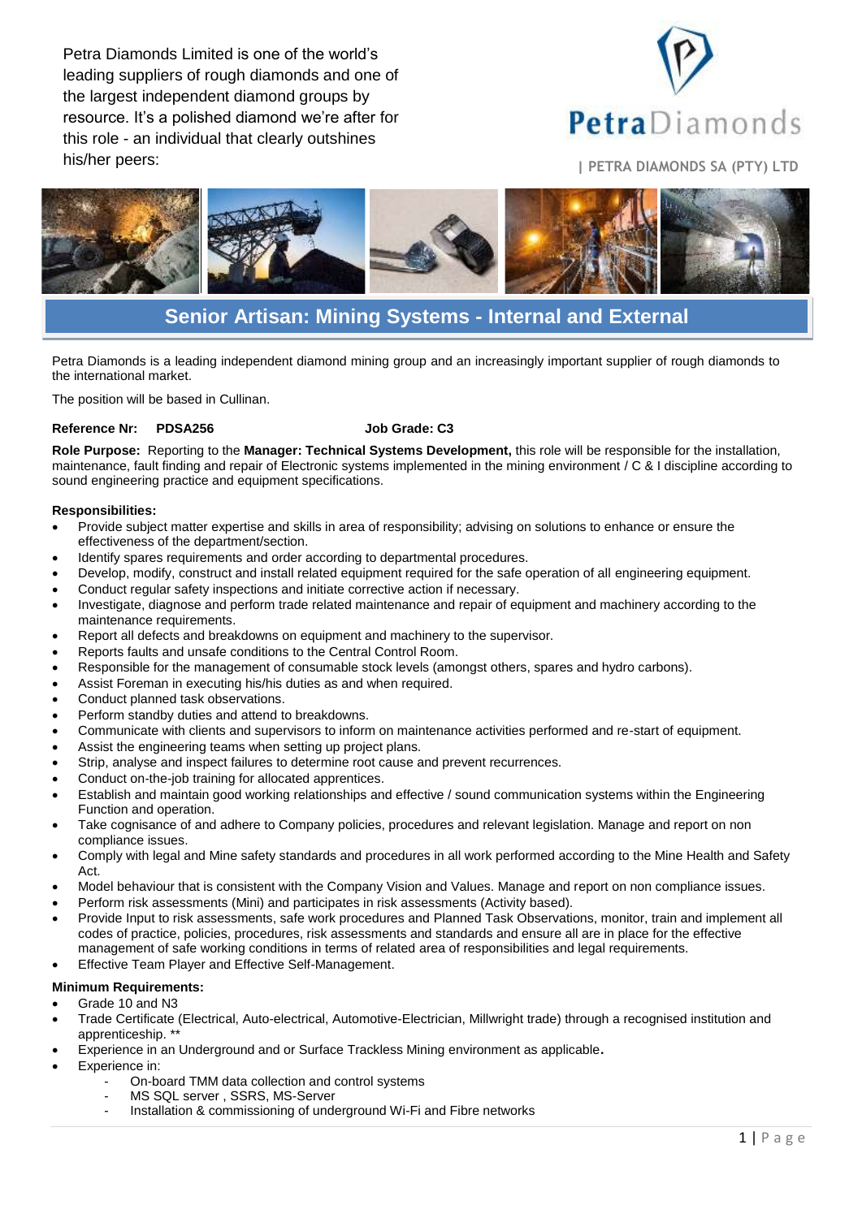Petra Diamonds Limited is one of the world's leading suppliers of rough diamonds and one of the largest independent diamond groups by resource. It's a polished diamond we're after for this role - an individual that clearly outshines his/her peers:

PetraDiamonds

| PETRA DIAMONDS SA (PTY) LTD

# Senior Artisan: Mining Systems - Internal and External

Petra Diamonds is a leading independent diamond mining group and an increasingly important supplier of rough diamonds to the international market.

The position will be based in Cullinan.

**Reference Nr: PDSA256** **Job Grade: C3**

**Role Purpose:** Reporting to the **Manager: Technical Systems Development,** this role will be responsible for the installation, maintenance, fault finding and repair of Electronic systems implemented in the mining environment / C & I discipline according to sound engineering practice and equipment specifications.

**Responsibilities:**

- Provide subject matter expertise and skills in area of responsibility; advising on solutions to enhance or ensure the effectiveness of the department/section.
- Identify spares requirements and order according to departmental procedures.
- Develop, modify, construct and install related equipment required for the safe operation of all engineering equipment.
- Conduct regular safety inspections and initiate corrective action if necessary.
- Investigate, diagnose and perform trade related maintenance and repair of equipment and machinery according to the maintenance requirements.
- Report all defects and breakdowns on equipment and machinery to the supervisor.
- Reports faults and unsafe conditions to the Central Control Room.
- Responsible for the management of consumable stock levels (amongst others, spares and hydro carbons).
- Assist Foreman in executing his/his duties as and when required.
- Conduct planned task observations.
- Perform standby duties and attend to breakdowns.
- Communicate with clients and supervisors to inform on maintenance activities performed and re-start of equipment.
- Assist the engineering teams when setting up project plans.
- Strip, analyse and inspect failures to determine root cause and prevent recurrences.
- Conduct on-the-job training for allocated apprentices.
- Establish and maintain good working relationships and effective / sound communication systems within the Engineering Function and operation.
- Take cognisance of and adhere to Company policies, procedures and relevant legislation. Manage and report on non compliance issues.
- Comply with legal and Mine safety standards and procedures in all work performed according to the Mine Health and Safety Act.
- Model behaviour that is consistent with the Company Vision and Values. Manage and report on non compliance issues.
- Perform risk assessments (Mini) and participates in risk assessments (Activity based).
- Provide Input to risk assessments, safe work procedures and Planned Task Observations, monitor, train and implement all codes of practice, policies, procedures, risk assessments and standards and ensure all are in place for the effective management of safe working conditions in terms of related area of responsibilities and legal requirements.
- Effective Team Player and Effective Self-Management.

**Minimum Requirements:**

- Grade 10 and N3
- Trade Certificate (Electrical, Auto-electrical, Automotive-Electrician, Millwright trade) through a recognised institution and apprenticeship. **
- Experience in an Underground and or Surface Trackless Mining environment as applicable.
- Experience in:
    - On-board TMM data collection and control systems
    - MS SQL server , SSRS, MS-Server
    - Installation & commissioning of underground Wi-Fi and Fibre networks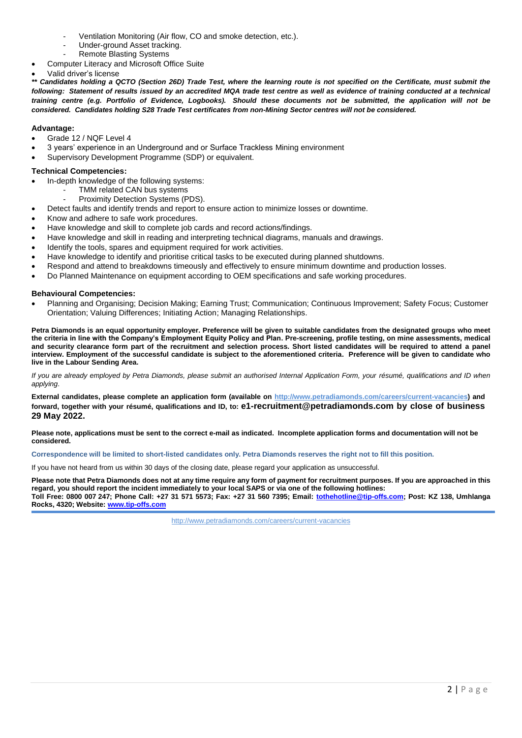- Ventilation Monitoring (Air flow, CO and smoke detection, etc.).
  - Under-ground Asset tracking.
  - Remote Blasting Systems
- Computer Literacy and Microsoft Office Suite
- Valid driver's license

***\*\* Candidates holding a QCTO (Section 26D) Trade Test, where the learning route is not specified on the Certificate, must submit the following: Statement of results issued by an accredited MQA trade test centre as well as evidence of training conducted at a technical training centre (e.g. Portfolio of Evidence, Logbooks). Should these documents not be submitted, the application will not be considered. Candidates holding S28 Trade Test certificates from non-Mining Sector centres will not be considered.***

**Advantage:**

- Grade 12 / NQF Level 4
- 3 years' experience in an Underground and or Surface Trackless Mining environment
- Supervisory Development Programme (SDP) or equivalent.

**Technical Competencies:**

- In-depth knowledge of the following systems:
  - TMM related CAN bus systems
  - Proximity Detection Systems (PDS).
- Detect faults and identify trends and report to ensure action to minimize losses or downtime.
- Know and adhere to safe work procedures.
- Have knowledge and skill to complete job cards and record actions/findings.
- Have knowledge and skill in reading and interpreting technical diagrams, manuals and drawings.
- Identify the tools, spares and equipment required for work activities.
- Have knowledge to identify and prioritise critical tasks to be executed during planned shutdowns.
- Respond and attend to breakdowns timeously and effectively to ensure minimum downtime and production losses.
- Do Planned Maintenance on equipment according to OEM specifications and safe working procedures.

**Behavioural Competencies:**

- Planning and Organising; Decision Making; Earning Trust; Communication; Continuous Improvement; Safety Focus; Customer Orientation; Valuing Differences; Initiating Action; Managing Relationships.

**Petra Diamonds is an equal opportunity employer. Preference will be given to suitable candidates from the designated groups who meet the criteria in line with the Company's Employment Equity Policy and Plan. Pre-screening, profile testing, on mine assessments, medical and security clearance form part of the recruitment and selection process. Short listed candidates will be required to attend a panel interview. Employment of the successful candidate is subject to the aforementioned criteria. Preference will be given to candidate who live in the Labour Sending Area.**

*If you are already employed by Petra Diamonds, please submit an authorised Internal Application Form, your résumé, qualifications and ID when applying.*

**External candidates, please complete an application form (available on [http://www.petradiamonds.com/careers/current-vacancies](http://www.petradiamonds.com/careers/current-vacancies)) and forward, together with your résumé, qualifications and ID, to: e1-recruitment@petradiamonds.com by close of business 29 May 2022.**

**Please note, applications must be sent to the correct e-mail as indicated. Incomplete application forms and documentation will not be considered.**

**Correspondence will be limited to short-listed candidates only. Petra Diamonds reserves the right not to fill this position.**

If you have not heard from us within 30 days of the closing date, please regard your application as unsuccessful.

**Please note that Petra Diamonds does not at any time require any form of payment for recruitment purposes. If you are approached in this regard, you should report the incident immediately to your local SAPS or via one of the following hotlines:**
**Toll Free: 0800 007 247; Phone Call: +27 31 571 5573; Fax: +27 31 560 7395; Email: [tothehotline@tip-offs.com](mailto:tothehotline@tip-offs.com); Post: KZ 138, Umhlanga Rocks, 4320; Website: [www.tip-offs.com](http://www.tip-offs.com)**

[http://www.petradiamonds.com/careers/current-vacancies](http://www.petradiamonds.com/careers/current-vacancies)